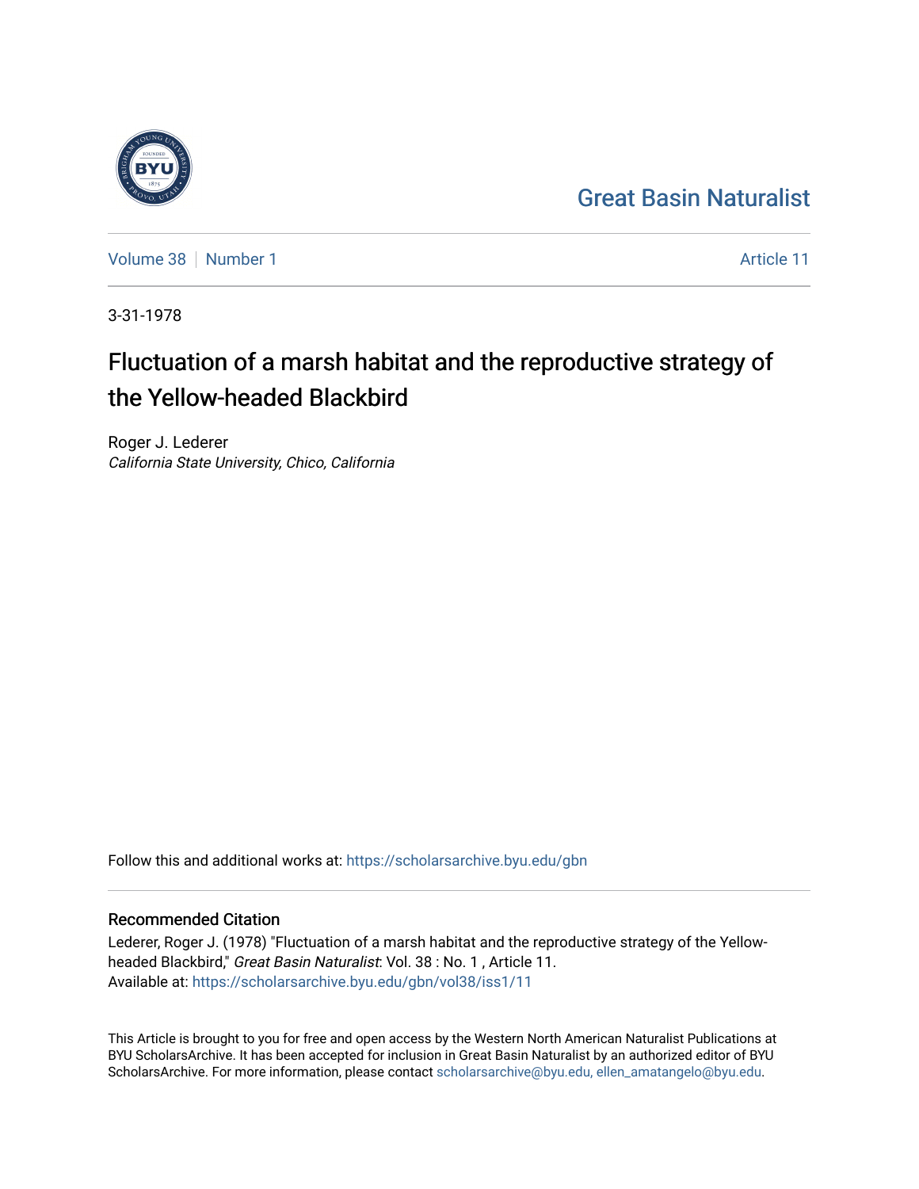Great Basin Naturalist

Volume 38 | Number 1

Article 11

3-31-1978

# Fluctuation of a marsh habitat and the reproductive strategy of the Yellow-headed Blackbird

Roger J. Lederer
*California State University, Chico, California*

Follow this and additional works at: https://scholarsarchive.byu.edu/gbn

## Recommended Citation

Lederer, Roger J. (1978) "Fluctuation of a marsh habitat and the reproductive strategy of the Yellow-headed Blackbird," *Great Basin Naturalist*: Vol. 38 : No. 1 , Article 11.
Available at: https://scholarsarchive.byu.edu/gbn/vol38/iss1/11

This Article is brought to you for free and open access by the Western North American Naturalist Publications at BYU ScholarsArchive. It has been accepted for inclusion in Great Basin Naturalist by an authorized editor of BYU ScholarsArchive. For more information, please contact scholarsarchive@byu.edu, ellen_amatangelo@byu.edu.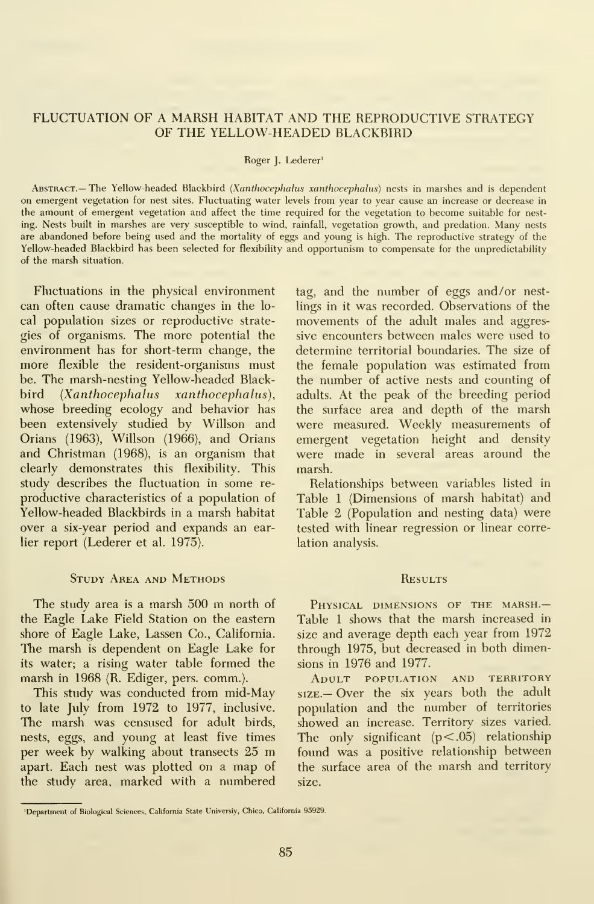# FLUCTUATION OF A MARSH HABITAT AND THE REPRODUCTIVE STRATEGY OF THE YELLOW-HEADED BLACKBIRD

Roger J. Lederer[1]

Abstract.— The Yellow-headed Blackbird (*Xanthocephalus xanthocephalus*) nests in marshes and is dependent on emergent vegetation for nest sites. Fluctuating water levels from year to year cause an increase or decrease in the amount of emergent vegetation and affect the time required for the vegetation to become suitable for nesting. Nests built in marshes are very susceptible to wind, rainfall, vegetation growth, and predation. Many nests are abandoned before being used and the mortality of eggs and young is high. The reproductive strategy of the Yellow-headed Blackbird has been selected for flexibility and opportunism to compensate for the unpredictability of the marsh situation.

Fluctuations in the physical environment can often cause dramatic changes in the local population sizes or reproductive strategies of organisms. The more potential the environment has for short-term change, the more flexible the resident-organisms must be. The marsh-nesting Yellow-headed Blackbird (*Xanthocephalus xanthocephalus*), whose breeding ecology and behavior has been extensively studied by Willson and Orians (1963), Willson (1966), and Orians and Christman (1968), is an organism that clearly demonstrates this flexibility. This study describes the fluctuation in some reproductive characteristics of a population of Yellow-headed Blackbirds in a marsh habitat over a six-year period and expands an earlier report (Lederer et al. 1975).

## Study Area and Methods

The study area is a marsh 500 m north of the Eagle Lake Field Station on the eastern shore of Eagle Lake, Lassen Co., California. The marsh is dependent on Eagle Lake for its water; a rising water table formed the marsh in 1968 (R. Ediger, pers. comm.).

This study was conducted from mid-May to late July from 1972 to 1977, inclusive. The marsh was censused for adult birds, nests, eggs, and young at least five times per week by walking about transects 25 m apart. Each nest was plotted on a map of the study area, marked with a numbered tag, and the number of eggs and/or nestlings in it was recorded. Observations of the movements of the adult males and aggressive encounters between males were used to determine territorial boundaries. The size of the female population was estimated from the number of active nests and counting of adults. At the peak of the breeding period the surface area and depth of the marsh were measured. Weekly measurements of emergent vegetation height and density were made in several areas around the marsh.

Relationships between variables listed in Table 1 (Dimensions of marsh habitat) and Table 2 (Population and nesting data) were tested with linear regression or linear correlation analysis.

## Results

Physical dimensions of the marsh.— Table 1 shows that the marsh increased in size and average depth each year from 1972 through 1975, but decreased in both dimensions in 1976 and 1977.

Adult population and territory size.— Over the six years both the adult population and the number of territories showed an increase. Territory sizes varied. The only significant ($p < .05$) relationship found was a positive relationship between the surface area of the marsh and territory size.

[1]Department of Biological Sciences, California State Universiy, Chico, California 95929.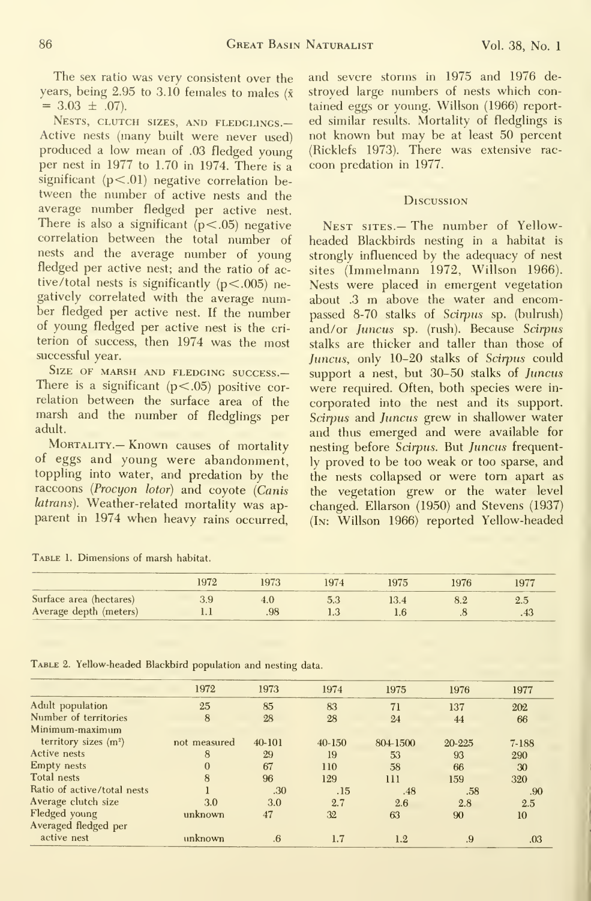The sex ratio was very consistent over the years, being 2.95 to 3.10 females to males ($\bar{x} = 3.03 \pm .07$).

Nests, clutch sizes, and fledglings.— Active nests (many built were never used) produced a low mean of .03 fledged young per nest in 1977 to 1.70 in 1974. There is a significant ($p < .01$) negative correlation between the number of active nests and the average number fledged per active nest. There is also a significant ($p < .05$) negative correlation between the total number of nests and the average number of young fledged per active nest; and the ratio of active/total nests is significantly ($p < .005$) negatively correlated with the average number fledged per active nest. If the number of young fledged per active nest is the criterion of success, then 1974 was the most successful year.

Size of marsh and fledging success.— There is a significant ($p < .05$) positive correlation between the surface area of the marsh and the number of fledglings per adult.

Mortality.— Known causes of mortality of eggs and young were abandonment, toppling into water, and predation by the raccoons (*Procyon lotor*) and coyote (*Canis latrans*). Weather-related mortality was apparent in 1974 when heavy rains occurred, and severe storms in 1975 and 1976 destroyed large numbers of nests which contained eggs or young. Willson (1966) reported similar results. Mortality of fledglings is not known but may be at least 50 percent (Ricklefs 1973). There was extensive raccoon predation in 1977.

## Discussion

Nest sites.— The number of Yellow-headed Blackbirds nesting in a habitat is strongly influenced by the adequacy of nest sites (Immelmann 1972, Willson 1966). Nests were placed in emergent vegetation about .3 m above the water and encompassed 8-70 stalks of *Scirpus* sp. (bulrush) and/or *Juncus* sp. (rush). Because *Scirpus* stalks are thicker and taller than those of *Juncus*, only 10–20 stalks of *Scirpus* could support a nest, but 30–50 stalks of *Juncus* were required. Often, both species were incorporated into the nest and its support. *Scirpus* and *Juncus* grew in shallower water and thus emerged and were available for nesting before *Scirpus*. But *Juncus* frequently proved to be too weak or too sparse, and the nests collapsed or were torn apart as the vegetation grew or the water level changed. Ellarson (1950) and Stevens (1937) (In: Willson 1966) reported Yellow-headed

Table 1. Dimensions of marsh habitat.

| | 1972 | 1973 | 1974 | 1975 | 1976 | 1977 |
|---|---|---|---|---|---|---|
| Surface area (hectares) | 3.9 | 4.0 | 5.3 | 13.4 | 8.2 | 2.5 |
| Average depth (meters) | 1.1 | .98 | 1.3 | 1.6 | .8 | .43 |

Table 2. Yellow-headed Blackbird population and nesting data.

| | 1972 | 1973 | 1974 | 1975 | 1976 | 1977 |
|---|---|---|---|---|---|---|
| Adult population | 25 | 85 | 83 | 71 | 137 | 202 |
| Number of territories | 8 | 28 | 28 | 24 | 44 | 66 |
| Minimum-maximum territory sizes (m$^2$) | not measured | 40-101 | 40-150 | 804-1500 | 20-225 | 7-188 |
| Active nests | 8 | 29 | 19 | 53 | 93 | 290 |
| Empty nests | 0 | 67 | 110 | 58 | 66 | 30 |
| Total nests | 8 | 96 | 129 | 111 | 159 | 320 |
| Ratio of active/total nests | 1 | .30 | .15 | .48 | .58 | .90 |
| Average clutch size | 3.0 | 3.0 | 2.7 | 2.6 | 2.8 | 2.5 |
| Fledged young | unknown | 47 | 32 | 63 | 90 | 10 |
| Averaged fledged per active nest | unknown | .6 | 1.7 | 1.2 | .9 | .03 |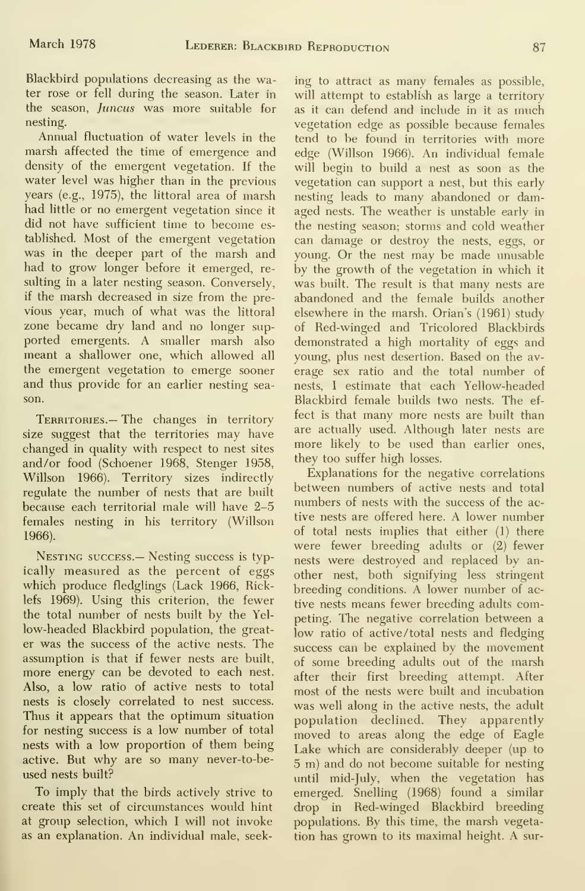Blackbird populations decreasing as the water rose or fell during the season. Later in the season, *Juncus* was more suitable for nesting.

Annual fluctuation of water levels in the marsh affected the time of emergence and density of the emergent vegetation. If the water level was higher than in the previous years (e.g., 1975), the littoral area of marsh had little or no emergent vegetation since it did not have sufficient time to become established. Most of the emergent vegetation was in the deeper part of the marsh and had to grow longer before it emerged, resulting in a later nesting season. Conversely, if the marsh decreased in size from the previous year, much of what was the littoral zone became dry land and no longer supported emergents. A smaller marsh also meant a shallower one, which allowed all the emergent vegetation to emerge sooner and thus provide for an earlier nesting season.

TERRITORIES.— The changes in territory size suggest that the territories may have changed in quality with respect to nest sites and/or food (Schoener 1968, Stenger 1958, Willson 1966). Territory sizes indirectly regulate the number of nests that are built because each territorial male will have 2–5 females nesting in his territory (Willson 1966).

NESTING SUCCESS.— Nesting success is typically measured as the percent of eggs which produce fledglings (Lack 1966, Ricklefs 1969). Using this criterion, the fewer the total number of nests built by the Yellow-headed Blackbird population, the greater was the success of the active nests. The assumption is that if fewer nests are built, more energy can be devoted to each nest. Also, a low ratio of active nests to total nests is closely correlated to nest success. Thus it appears that the optimum situation for nesting success is a low number of total nests with a low proportion of them being active. But why are so many never-to-be-used nests built?

To imply that the birds actively strive to create this set of circumstances would hint at group selection, which I will not invoke as an explanation. An individual male, seeking to attract as many females as possible, will attempt to establish as large a territory as it can defend and include in it as much vegetation edge as possible because females tend to be found in territories with more edge (Willson 1966). An individual female will begin to build a nest as soon as the vegetation can support a nest, but this early nesting leads to many abandoned or damaged nests. The weather is unstable early in the nesting season; storms and cold weather can damage or destroy the nests, eggs, or young. Or the nest may be made unusable by the growth of the vegetation in which it was built. The result is that many nests are abandoned and the female builds another elsewhere in the marsh. Orian's (1961) study of Red-winged and Tricolored Blackbirds demonstrated a high mortality of eggs and young, plus nest desertion. Based on the average sex ratio and the total number of nests, I estimate that each Yellow-headed Blackbird female builds two nests. The effect is that many more nests are built than are actually used. Although later nests are more likely to be used than earlier ones, they too suffer high losses.

Explanations for the negative correlations between numbers of active nests and total numbers of nests with the success of the active nests are offered here. A lower number of total nests implies that either (1) there were fewer breeding adults or (2) fewer nests were destroyed and replaced by another nest, both signifying less stringent breeding conditions. A lower number of active nests means fewer breeding adults competing. The negative correlation between a low ratio of active/total nests and fledging success can be explained by the movement of some breeding adults out of the marsh after their first breeding attempt. After most of the nests were built and incubation was well along in the active nests, the adult population declined. They apparently moved to areas along the edge of Eagle Lake which are considerably deeper (up to 5 m) and do not become suitable for nesting until mid-July, when the vegetation has emerged. Snelling (1968) found a similar drop in Red-winged Blackbird breeding populations. By this time, the marsh vegetation has grown to its maximal height. A sur-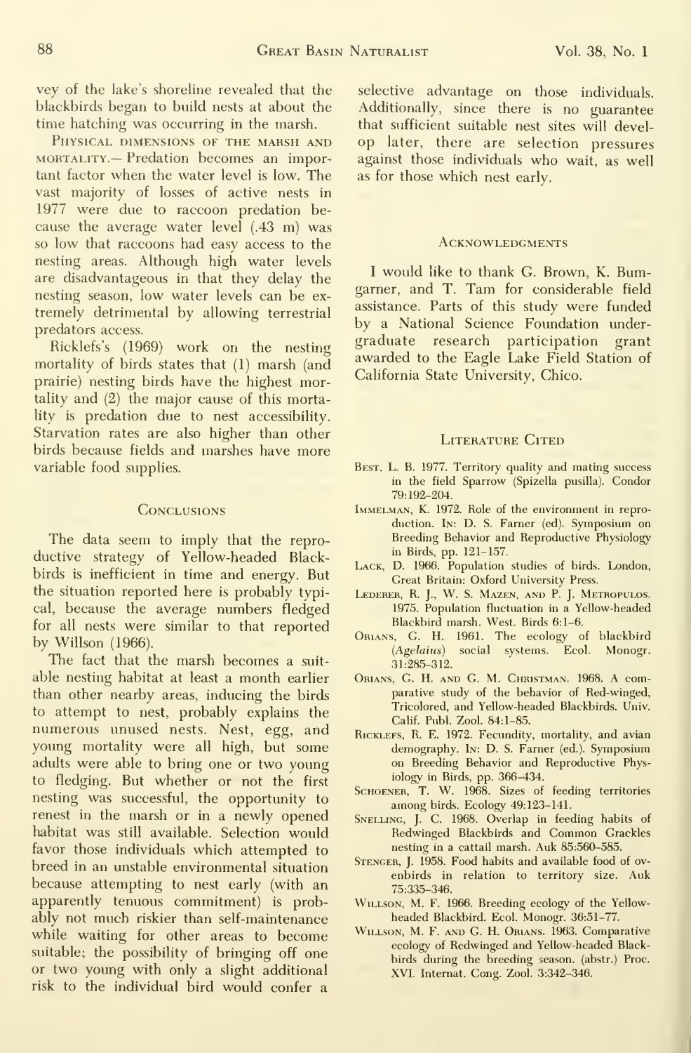vey of the lake's shoreline revealed that the blackbirds began to build nests at about the time hatching was occurring in the marsh.

Physical dimensions of the marsh and mortality.— Predation becomes an important factor when the water level is low. The vast majority of losses of active nests in 1977 were due to raccoon predation because the average water level (.43 m) was so low that raccoons had easy access to the nesting areas. Although high water levels are disadvantageous in that they delay the nesting season, low water levels can be extremely detrimental by allowing terrestrial predators access.

Ricklefs's (1969) work on the nesting mortality of birds states that (1) marsh (and prairie) nesting birds have the highest mortality and (2) the major cause of this mortality is predation due to nest accessibility. Starvation rates are also higher than other birds because fields and marshes have more variable food supplies.

## Conclusions

The data seem to imply that the reproductive strategy of Yellow-headed Blackbirds is inefficient in time and energy. But the situation reported here is probably typical, because the average numbers fledged for all nests were similar to that reported by Willson (1966).

The fact that the marsh becomes a suitable nesting habitat at least a month earlier than other nearby areas, inducing the birds to attempt to nest, probably explains the numerous unused nests. Nest, egg, and young mortality were all high, but some adults were able to bring one or two young to fledging. But whether or not the first nesting was successful, the opportunity to renest in the marsh or in a newly opened habitat was still available. Selection would favor those individuals which attempted to breed in an unstable environmental situation because attempting to nest early (with an apparently tenuous commitment) is probably not much riskier than self-maintenance while waiting for other areas to become suitable; the possibility of bringing off one or two young with only a slight additional risk to the individual bird would confer a selective advantage on those individuals. Additionally, since there is no guarantee that sufficient suitable nest sites will develop later, there are selection pressures against those individuals who wait, as well as for those which nest early.

## Acknowledgments

I would like to thank G. Brown, K. Bumgarner, and T. Tam for considerable field assistance. Parts of this study were funded by a National Science Foundation undergraduate research participation grant awarded to the Eagle Lake Field Station of California State University, Chico.

## Literature Cited

Best, L. B. 1977. Territory quality and mating success in the field Sparrow (Spizella pusilla). Condor 79:192–204.

Immelman, K. 1972. Role of the environment in reproduction. In: D. S. Farner (ed). Symposium on Breeding Behavior and Reproductive Physiology in Birds, pp. 121–157.

Lack, D. 1966. Population studies of birds. London, Great Britain: Oxford University Press.

Lederer, R. J., W. S. Mazen, and P. J. Metropulos. 1975. Population fluctuation in a Yellow-headed Blackbird marsh. West. Birds 6:1–6.

Orians, G. H. 1961. The ecology of blackbird (*Agelaius*) social systems. Ecol. Monogr. 31:285–312.

Orians, G. H. and G. M. Christman. 1968. A comparative study of the behavior of Red-winged, Tricolored, and Yellow-headed Blackbirds. Univ. Calif. Publ. Zool. 84:1–85.

Ricklefs, R. E. 1972. Fecundity, mortality, and avian demography. In: D. S. Farner (ed.). Symposium on Breeding Behavior and Reproductive Physiology in Birds, pp. 366–434.

Schoener, T. W. 1968. Sizes of feeding territories among birds. Ecology 49:123–141.

Snelling, J. C. 1968. Overlap in feeding habits of Redwinged Blackbirds and Common Grackles nesting in a cattail marsh. Auk 85:560–585.

Stenger, J. 1958. Food habits and available food of ovenbirds in relation to territory size. Auk 75:335–346.

Willson, M. F. 1966. Breeding ecology of the Yellow-headed Blackbird. Ecol. Monogr. 36:51–77.

Willson, M. F. and G. H. Orians. 1963. Comparative ecology of Redwinged and Yellow-headed Blackbirds during the breeding season. (abstr.) Proc. XVI. Internat. Cong. Zool. 3:342–346.